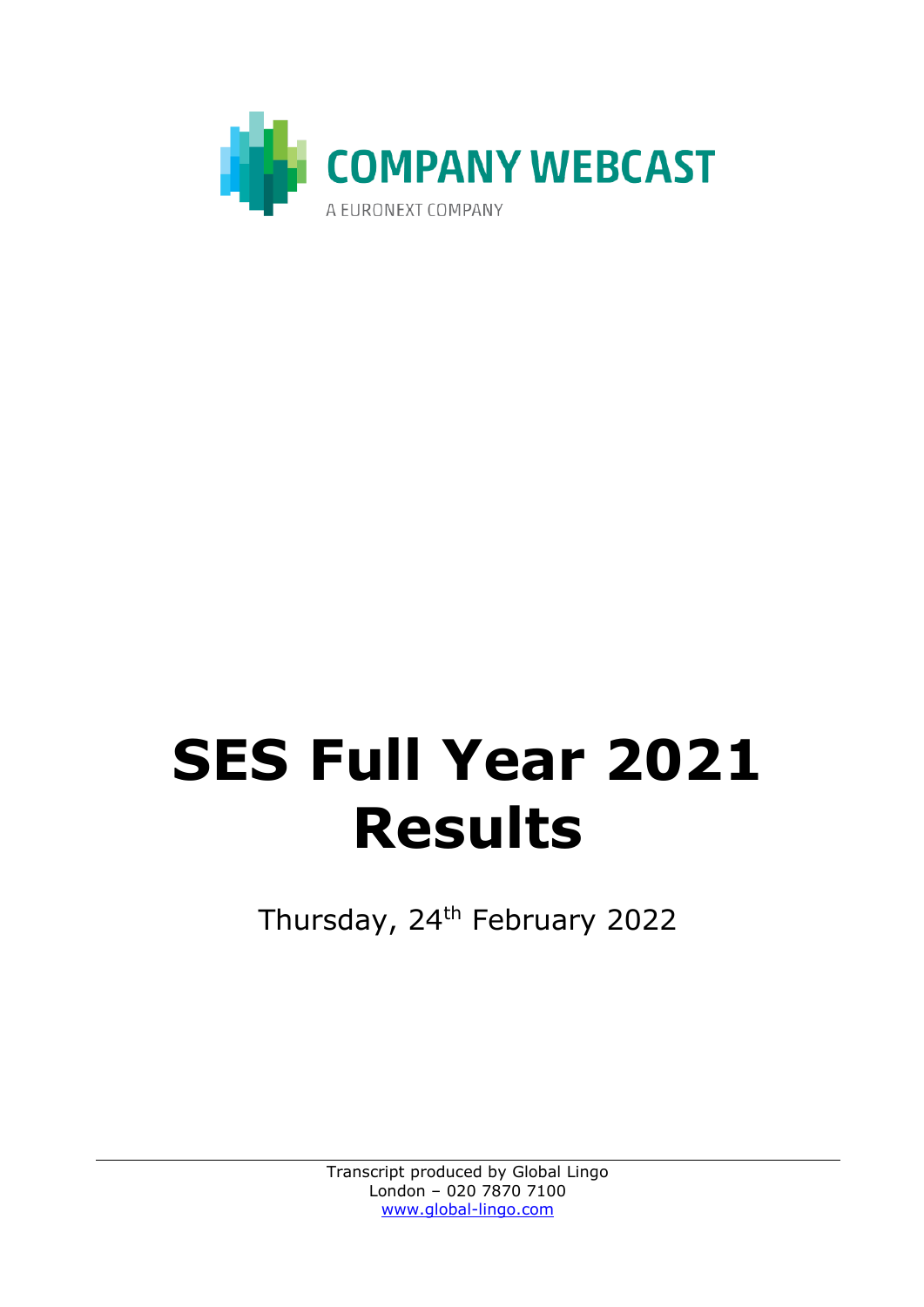COMPANY WEBCAST

A EURONEXT COMPANY

# SES Full Year 2021 Results

Thursday, 24th February 2022

Transcript produced by Global Lingo
London – 020 7870 7100
www.global-lingo.com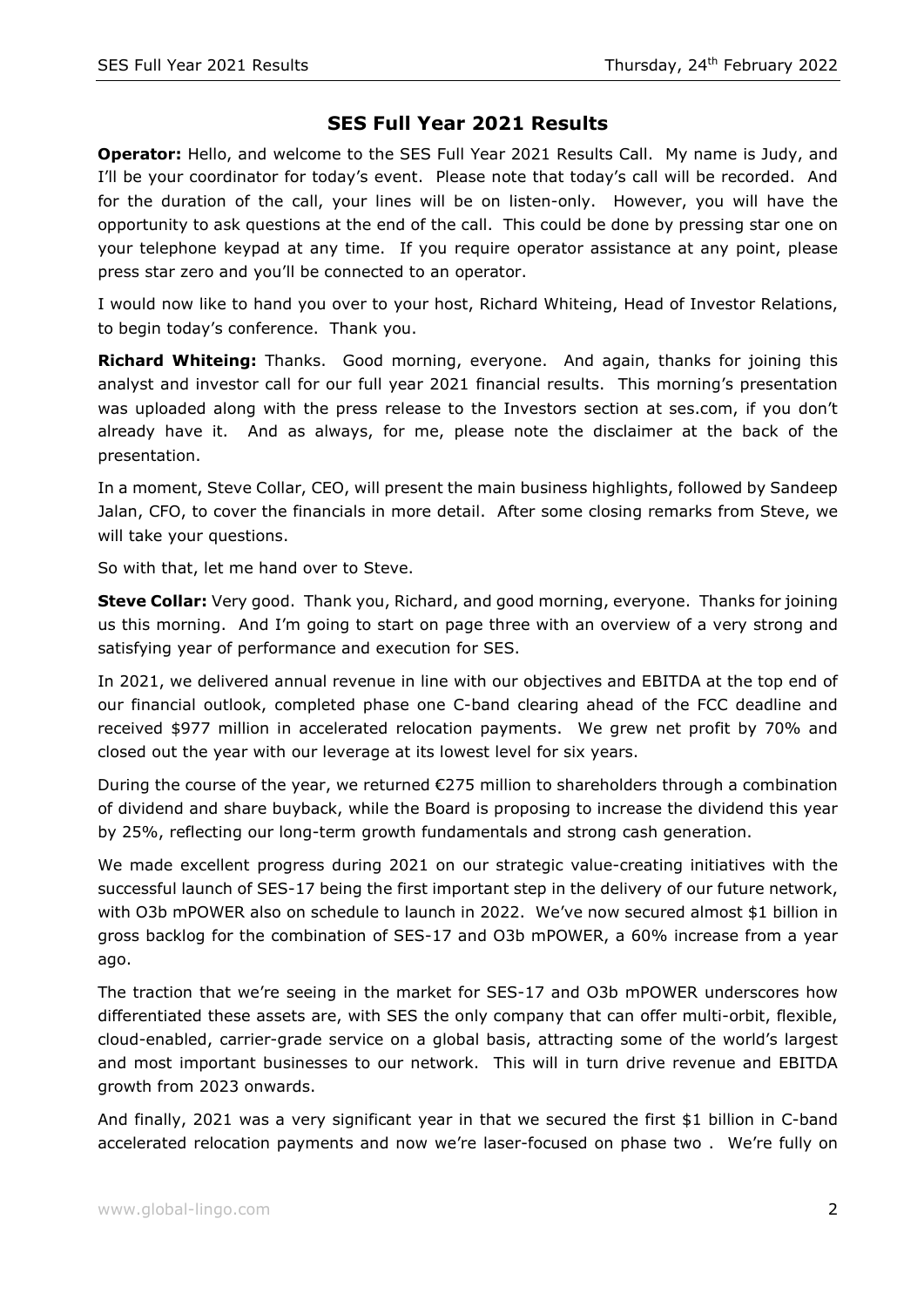## SES Full Year 2021 Results

**Operator:** Hello, and welcome to the SES Full Year 2021 Results Call. My name is Judy, and I'll be your coordinator for today's event. Please note that today's call will be recorded. And for the duration of the call, your lines will be on listen-only. However, you will have the opportunity to ask questions at the end of the call. This could be done by pressing star one on your telephone keypad at any time. If you require operator assistance at any point, please press star zero and you'll be connected to an operator.

I would now like to hand you over to your host, Richard Whiteing, Head of Investor Relations, to begin today's conference. Thank you.

**Richard Whiteing:** Thanks. Good morning, everyone. And again, thanks for joining this analyst and investor call for our full year 2021 financial results. This morning's presentation was uploaded along with the press release to the Investors section at ses.com, if you don't already have it. And as always, for me, please note the disclaimer at the back of the presentation.

In a moment, Steve Collar, CEO, will present the main business highlights, followed by Sandeep Jalan, CFO, to cover the financials in more detail. After some closing remarks from Steve, we will take your questions.

So with that, let me hand over to Steve.

**Steve Collar:** Very good. Thank you, Richard, and good morning, everyone. Thanks for joining us this morning. And I'm going to start on page three with an overview of a very strong and satisfying year of performance and execution for SES.

In 2021, we delivered annual revenue in line with our objectives and EBITDA at the top end of our financial outlook, completed phase one C-band clearing ahead of the FCC deadline and received $977 million in accelerated relocation payments. We grew net profit by 70% and closed out the year with our leverage at its lowest level for six years.

During the course of the year, we returned €275 million to shareholders through a combination of dividend and share buyback, while the Board is proposing to increase the dividend this year by 25%, reflecting our long-term growth fundamentals and strong cash generation.

We made excellent progress during 2021 on our strategic value-creating initiatives with the successful launch of SES-17 being the first important step in the delivery of our future network, with O3b mPOWER also on schedule to launch in 2022. We've now secured almost $1 billion in gross backlog for the combination of SES-17 and O3b mPOWER, a 60% increase from a year ago.

The traction that we're seeing in the market for SES-17 and O3b mPOWER underscores how differentiated these assets are, with SES the only company that can offer multi-orbit, flexible, cloud-enabled, carrier-grade service on a global basis, attracting some of the world's largest and most important businesses to our network. This will in turn drive revenue and EBITDA growth from 2023 onwards.

And finally, 2021 was a very significant year in that we secured the first $1 billion in C-band accelerated relocation payments and now we're laser-focused on phase two . We're fully on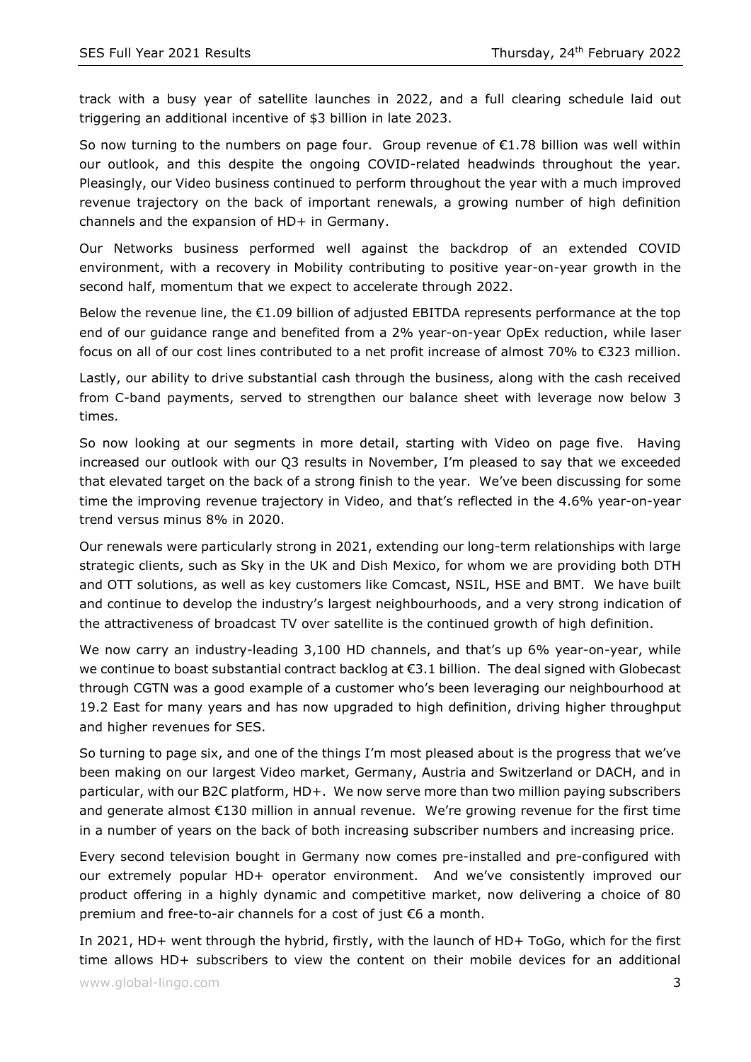track with a busy year of satellite launches in 2022, and a full clearing schedule laid out triggering an additional incentive of $3 billion in late 2023.

So now turning to the numbers on page four. Group revenue of €1.78 billion was well within our outlook, and this despite the ongoing COVID-related headwinds throughout the year. Pleasingly, our Video business continued to perform throughout the year with a much improved revenue trajectory on the back of important renewals, a growing number of high definition channels and the expansion of HD+ in Germany.

Our Networks business performed well against the backdrop of an extended COVID environment, with a recovery in Mobility contributing to positive year-on-year growth in the second half, momentum that we expect to accelerate through 2022.

Below the revenue line, the €1.09 billion of adjusted EBITDA represents performance at the top end of our guidance range and benefited from a 2% year-on-year OpEx reduction, while laser focus on all of our cost lines contributed to a net profit increase of almost 70% to €323 million.

Lastly, our ability to drive substantial cash through the business, along with the cash received from C-band payments, served to strengthen our balance sheet with leverage now below 3 times.

So now looking at our segments in more detail, starting with Video on page five. Having increased our outlook with our Q3 results in November, I'm pleased to say that we exceeded that elevated target on the back of a strong finish to the year. We've been discussing for some time the improving revenue trajectory in Video, and that's reflected in the 4.6% year-on-year trend versus minus 8% in 2020.

Our renewals were particularly strong in 2021, extending our long-term relationships with large strategic clients, such as Sky in the UK and Dish Mexico, for whom we are providing both DTH and OTT solutions, as well as key customers like Comcast, NSIL, HSE and BMT. We have built and continue to develop the industry's largest neighbourhoods, and a very strong indication of the attractiveness of broadcast TV over satellite is the continued growth of high definition.

We now carry an industry-leading 3,100 HD channels, and that's up 6% year-on-year, while we continue to boast substantial contract backlog at €3.1 billion. The deal signed with Globecast through CGTN was a good example of a customer who's been leveraging our neighbourhood at 19.2 East for many years and has now upgraded to high definition, driving higher throughput and higher revenues for SES.

So turning to page six, and one of the things I'm most pleased about is the progress that we've been making on our largest Video market, Germany, Austria and Switzerland or DACH, and in particular, with our B2C platform, HD+. We now serve more than two million paying subscribers and generate almost €130 million in annual revenue. We're growing revenue for the first time in a number of years on the back of both increasing subscriber numbers and increasing price.

Every second television bought in Germany now comes pre-installed and pre-configured with our extremely popular HD+ operator environment. And we've consistently improved our product offering in a highly dynamic and competitive market, now delivering a choice of 80 premium and free-to-air channels for a cost of just €6 a month.

In 2021, HD+ went through the hybrid, firstly, with the launch of HD+ ToGo, which for the first time allows HD+ subscribers to view the content on their mobile devices for an additional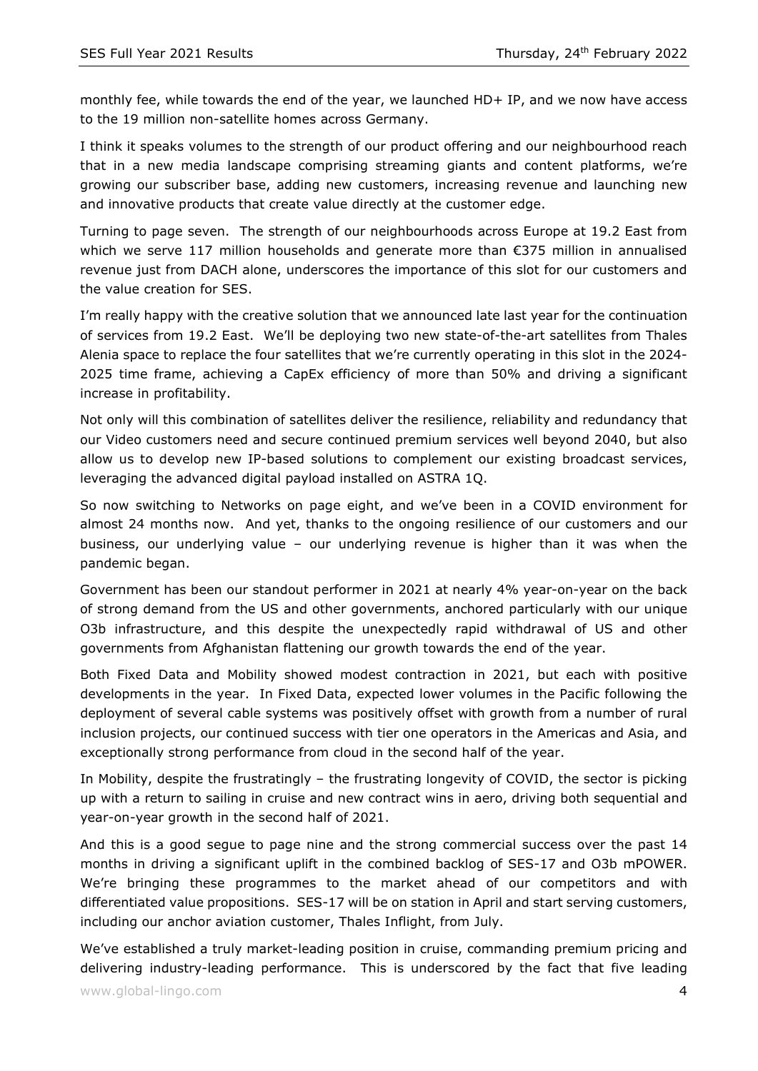monthly fee, while towards the end of the year, we launched HD+ IP, and we now have access to the 19 million non-satellite homes across Germany.

I think it speaks volumes to the strength of our product offering and our neighbourhood reach that in a new media landscape comprising streaming giants and content platforms, we're growing our subscriber base, adding new customers, increasing revenue and launching new and innovative products that create value directly at the customer edge.

Turning to page seven. The strength of our neighbourhoods across Europe at 19.2 East from which we serve 117 million households and generate more than €375 million in annualised revenue just from DACH alone, underscores the importance of this slot for our customers and the value creation for SES.

I'm really happy with the creative solution that we announced late last year for the continuation of services from 19.2 East. We'll be deploying two new state-of-the-art satellites from Thales Alenia space to replace the four satellites that we're currently operating in this slot in the 2024-2025 time frame, achieving a CapEx efficiency of more than 50% and driving a significant increase in profitability.

Not only will this combination of satellites deliver the resilience, reliability and redundancy that our Video customers need and secure continued premium services well beyond 2040, but also allow us to develop new IP-based solutions to complement our existing broadcast services, leveraging the advanced digital payload installed on ASTRA 1Q.

So now switching to Networks on page eight, and we've been in a COVID environment for almost 24 months now. And yet, thanks to the ongoing resilience of our customers and our business, our underlying value – our underlying revenue is higher than it was when the pandemic began.

Government has been our standout performer in 2021 at nearly 4% year-on-year on the back of strong demand from the US and other governments, anchored particularly with our unique O3b infrastructure, and this despite the unexpectedly rapid withdrawal of US and other governments from Afghanistan flattening our growth towards the end of the year.

Both Fixed Data and Mobility showed modest contraction in 2021, but each with positive developments in the year. In Fixed Data, expected lower volumes in the Pacific following the deployment of several cable systems was positively offset with growth from a number of rural inclusion projects, our continued success with tier one operators in the Americas and Asia, and exceptionally strong performance from cloud in the second half of the year.

In Mobility, despite the frustratingly – the frustrating longevity of COVID, the sector is picking up with a return to sailing in cruise and new contract wins in aero, driving both sequential and year-on-year growth in the second half of 2021.

And this is a good segue to page nine and the strong commercial success over the past 14 months in driving a significant uplift in the combined backlog of SES-17 and O3b mPOWER. We're bringing these programmes to the market ahead of our competitors and with differentiated value propositions. SES-17 will be on station in April and start serving customers, including our anchor aviation customer, Thales Inflight, from July.

We've established a truly market-leading position in cruise, commanding premium pricing and delivering industry-leading performance. This is underscored by the fact that five leading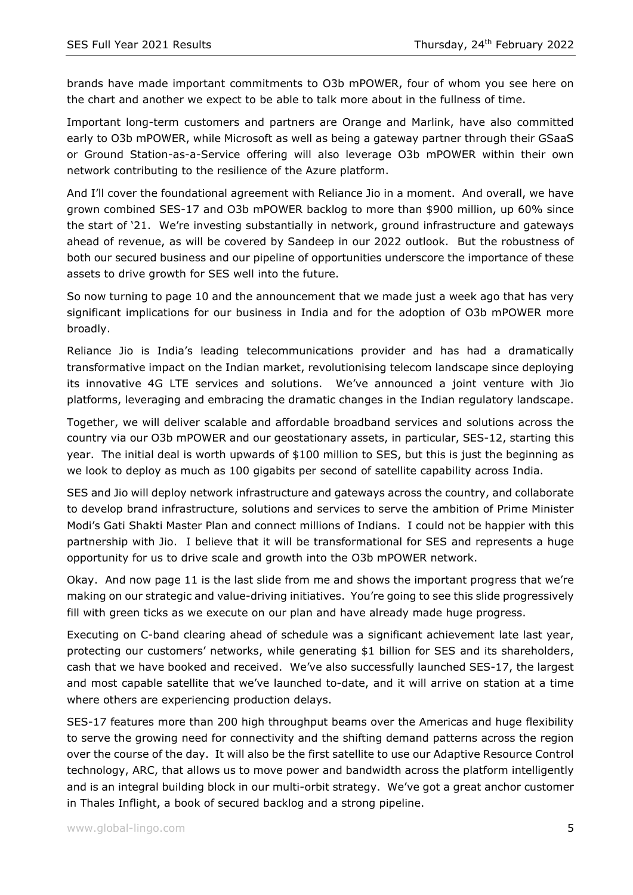brands have made important commitments to O3b mPOWER, four of whom you see here on the chart and another we expect to be able to talk more about in the fullness of time.

Important long-term customers and partners are Orange and Marlink, have also committed early to O3b mPOWER, while Microsoft as well as being a gateway partner through their GSaaS or Ground Station-as-a-Service offering will also leverage O3b mPOWER within their own network contributing to the resilience of the Azure platform.

And I'll cover the foundational agreement with Reliance Jio in a moment. And overall, we have grown combined SES-17 and O3b mPOWER backlog to more than $900 million, up 60% since the start of '21. We're investing substantially in network, ground infrastructure and gateways ahead of revenue, as will be covered by Sandeep in our 2022 outlook. But the robustness of both our secured business and our pipeline of opportunities underscore the importance of these assets to drive growth for SES well into the future.

So now turning to page 10 and the announcement that we made just a week ago that has very significant implications for our business in India and for the adoption of O3b mPOWER more broadly.

Reliance Jio is India's leading telecommunications provider and has had a dramatically transformative impact on the Indian market, revolutionising telecom landscape since deploying its innovative 4G LTE services and solutions. We've announced a joint venture with Jio platforms, leveraging and embracing the dramatic changes in the Indian regulatory landscape.

Together, we will deliver scalable and affordable broadband services and solutions across the country via our O3b mPOWER and our geostationary assets, in particular, SES-12, starting this year. The initial deal is worth upwards of $100 million to SES, but this is just the beginning as we look to deploy as much as 100 gigabits per second of satellite capability across India.

SES and Jio will deploy network infrastructure and gateways across the country, and collaborate to develop brand infrastructure, solutions and services to serve the ambition of Prime Minister Modi's Gati Shakti Master Plan and connect millions of Indians. I could not be happier with this partnership with Jio. I believe that it will be transformational for SES and represents a huge opportunity for us to drive scale and growth into the O3b mPOWER network.

Okay. And now page 11 is the last slide from me and shows the important progress that we're making on our strategic and value-driving initiatives. You're going to see this slide progressively fill with green ticks as we execute on our plan and have already made huge progress.

Executing on C-band clearing ahead of schedule was a significant achievement late last year, protecting our customers' networks, while generating $1 billion for SES and its shareholders, cash that we have booked and received. We've also successfully launched SES-17, the largest and most capable satellite that we've launched to-date, and it will arrive on station at a time where others are experiencing production delays.

SES-17 features more than 200 high throughput beams over the Americas and huge flexibility to serve the growing need for connectivity and the shifting demand patterns across the region over the course of the day. It will also be the first satellite to use our Adaptive Resource Control technology, ARC, that allows us to move power and bandwidth across the platform intelligently and is an integral building block in our multi-orbit strategy. We've got a great anchor customer in Thales Inflight, a book of secured backlog and a strong pipeline.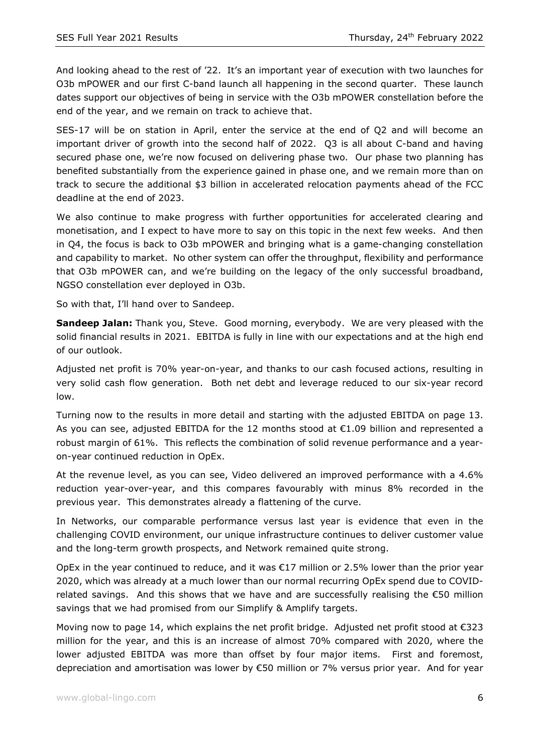And looking ahead to the rest of '22. It's an important year of execution with two launches for O3b mPOWER and our first C-band launch all happening in the second quarter. These launch dates support our objectives of being in service with the O3b mPOWER constellation before the end of the year, and we remain on track to achieve that.

SES-17 will be on station in April, enter the service at the end of Q2 and will become an important driver of growth into the second half of 2022. Q3 is all about C-band and having secured phase one, we're now focused on delivering phase two. Our phase two planning has benefited substantially from the experience gained in phase one, and we remain more than on track to secure the additional $3 billion in accelerated relocation payments ahead of the FCC deadline at the end of 2023.

We also continue to make progress with further opportunities for accelerated clearing and monetisation, and I expect to have more to say on this topic in the next few weeks. And then in Q4, the focus is back to O3b mPOWER and bringing what is a game-changing constellation and capability to market. No other system can offer the throughput, flexibility and performance that O3b mPOWER can, and we're building on the legacy of the only successful broadband, NGSO constellation ever deployed in O3b.

So with that, I'll hand over to Sandeep.

**Sandeep Jalan:** Thank you, Steve. Good morning, everybody. We are very pleased with the solid financial results in 2021. EBITDA is fully in line with our expectations and at the high end of our outlook.

Adjusted net profit is 70% year-on-year, and thanks to our cash focused actions, resulting in very solid cash flow generation. Both net debt and leverage reduced to our six-year record low.

Turning now to the results in more detail and starting with the adjusted EBITDA on page 13. As you can see, adjusted EBITDA for the 12 months stood at €1.09 billion and represented a robust margin of 61%. This reflects the combination of solid revenue performance and a year-on-year continued reduction in OpEx.

At the revenue level, as you can see, Video delivered an improved performance with a 4.6% reduction year-over-year, and this compares favourably with minus 8% recorded in the previous year. This demonstrates already a flattening of the curve.

In Networks, our comparable performance versus last year is evidence that even in the challenging COVID environment, our unique infrastructure continues to deliver customer value and the long-term growth prospects, and Network remained quite strong.

OpEx in the year continued to reduce, and it was €17 million or 2.5% lower than the prior year 2020, which was already at a much lower than our normal recurring OpEx spend due to COVID-related savings. And this shows that we have and are successfully realising the €50 million savings that we had promised from our Simplify & Amplify targets.

Moving now to page 14, which explains the net profit bridge. Adjusted net profit stood at €323 million for the year, and this is an increase of almost 70% compared with 2020, where the lower adjusted EBITDA was more than offset by four major items. First and foremost, depreciation and amortisation was lower by €50 million or 7% versus prior year. And for year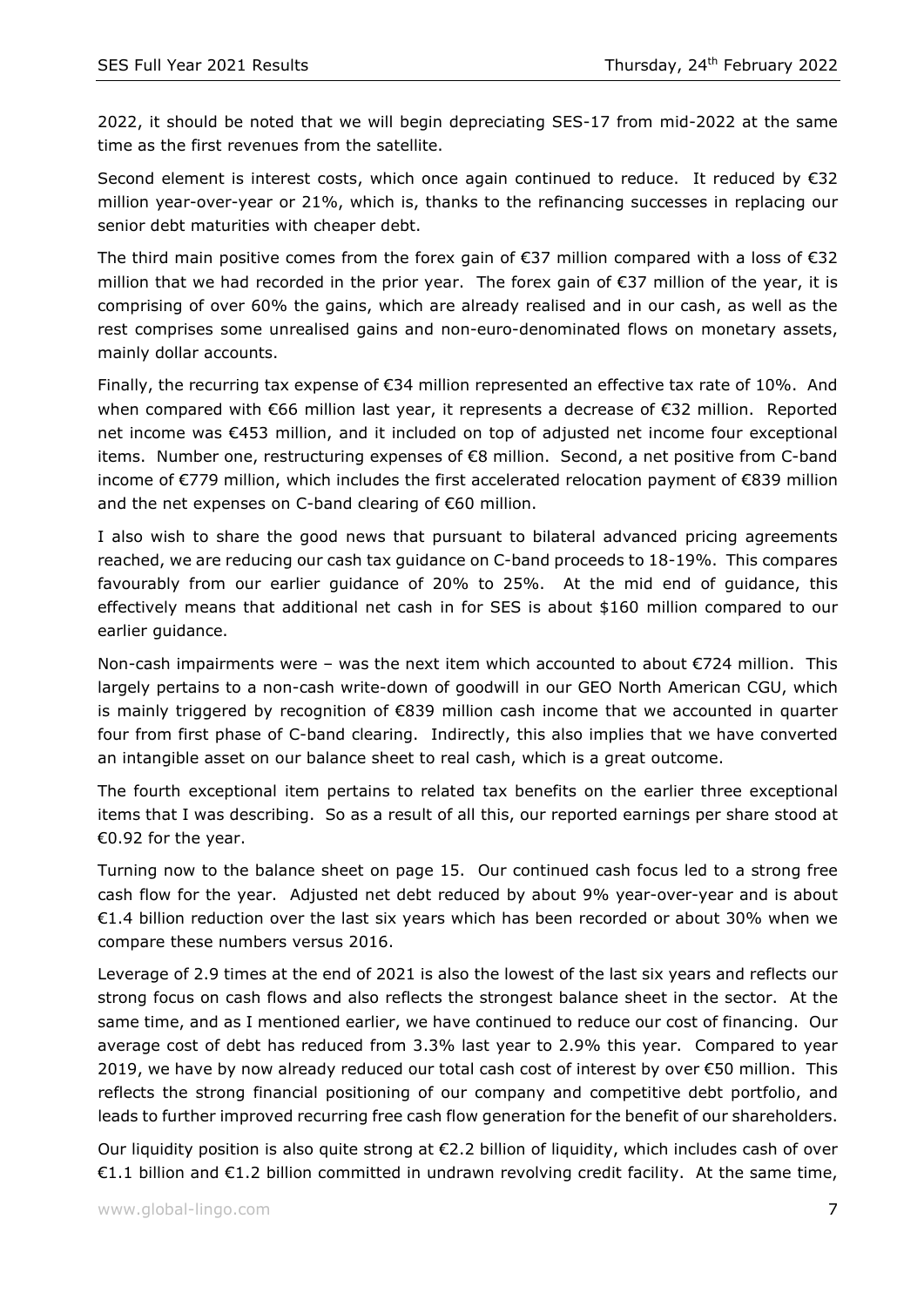2022, it should be noted that we will begin depreciating SES-17 from mid-2022 at the same time as the first revenues from the satellite.

Second element is interest costs, which once again continued to reduce. It reduced by €32 million year-over-year or 21%, which is, thanks to the refinancing successes in replacing our senior debt maturities with cheaper debt.

The third main positive comes from the forex gain of €37 million compared with a loss of €32 million that we had recorded in the prior year. The forex gain of €37 million of the year, it is comprising of over 60% the gains, which are already realised and in our cash, as well as the rest comprises some unrealised gains and non-euro-denominated flows on monetary assets, mainly dollar accounts.

Finally, the recurring tax expense of €34 million represented an effective tax rate of 10%. And when compared with €66 million last year, it represents a decrease of €32 million. Reported net income was €453 million, and it included on top of adjusted net income four exceptional items. Number one, restructuring expenses of €8 million. Second, a net positive from C-band income of €779 million, which includes the first accelerated relocation payment of €839 million and the net expenses on C-band clearing of €60 million.

I also wish to share the good news that pursuant to bilateral advanced pricing agreements reached, we are reducing our cash tax guidance on C-band proceeds to 18-19%. This compares favourably from our earlier guidance of 20% to 25%. At the mid end of guidance, this effectively means that additional net cash in for SES is about $160 million compared to our earlier guidance.

Non-cash impairments were – was the next item which accounted to about €724 million. This largely pertains to a non-cash write-down of goodwill in our GEO North American CGU, which is mainly triggered by recognition of €839 million cash income that we accounted in quarter four from first phase of C-band clearing. Indirectly, this also implies that we have converted an intangible asset on our balance sheet to real cash, which is a great outcome.

The fourth exceptional item pertains to related tax benefits on the earlier three exceptional items that I was describing. So as a result of all this, our reported earnings per share stood at €0.92 for the year.

Turning now to the balance sheet on page 15. Our continued cash focus led to a strong free cash flow for the year. Adjusted net debt reduced by about 9% year-over-year and is about €1.4 billion reduction over the last six years which has been recorded or about 30% when we compare these numbers versus 2016.

Leverage of 2.9 times at the end of 2021 is also the lowest of the last six years and reflects our strong focus on cash flows and also reflects the strongest balance sheet in the sector. At the same time, and as I mentioned earlier, we have continued to reduce our cost of financing. Our average cost of debt has reduced from 3.3% last year to 2.9% this year. Compared to year 2019, we have by now already reduced our total cash cost of interest by over €50 million. This reflects the strong financial positioning of our company and competitive debt portfolio, and leads to further improved recurring free cash flow generation for the benefit of our shareholders.

Our liquidity position is also quite strong at €2.2 billion of liquidity, which includes cash of over €1.1 billion and €1.2 billion committed in undrawn revolving credit facility. At the same time,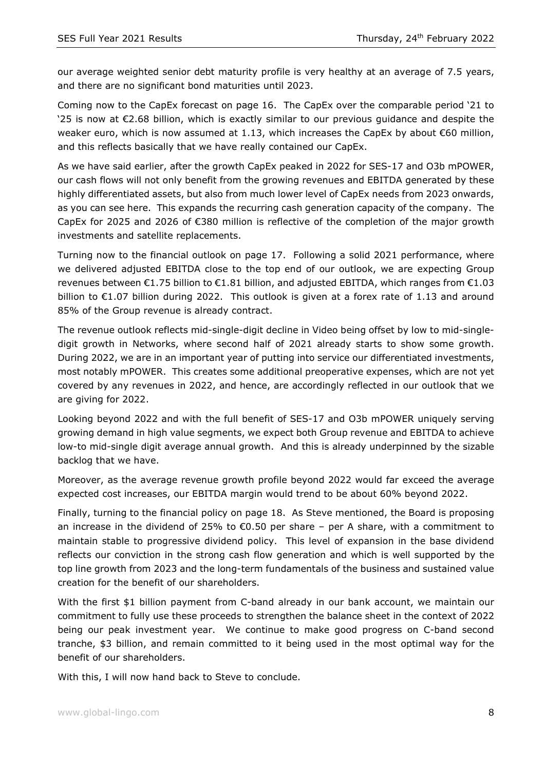our average weighted senior debt maturity profile is very healthy at an average of 7.5 years, and there are no significant bond maturities until 2023.

Coming now to the CapEx forecast on page 16. The CapEx over the comparable period '21 to '25 is now at €2.68 billion, which is exactly similar to our previous guidance and despite the weaker euro, which is now assumed at 1.13, which increases the CapEx by about €60 million, and this reflects basically that we have really contained our CapEx.

As we have said earlier, after the growth CapEx peaked in 2022 for SES-17 and O3b mPOWER, our cash flows will not only benefit from the growing revenues and EBITDA generated by these highly differentiated assets, but also from much lower level of CapEx needs from 2023 onwards, as you can see here. This expands the recurring cash generation capacity of the company. The CapEx for 2025 and 2026 of €380 million is reflective of the completion of the major growth investments and satellite replacements.

Turning now to the financial outlook on page 17. Following a solid 2021 performance, where we delivered adjusted EBITDA close to the top end of our outlook, we are expecting Group revenues between €1.75 billion to €1.81 billion, and adjusted EBITDA, which ranges from €1.03 billion to €1.07 billion during 2022. This outlook is given at a forex rate of 1.13 and around 85% of the Group revenue is already contract.

The revenue outlook reflects mid-single-digit decline in Video being offset by low to mid-single-digit growth in Networks, where second half of 2021 already starts to show some growth. During 2022, we are in an important year of putting into service our differentiated investments, most notably mPOWER. This creates some additional preoperative expenses, which are not yet covered by any revenues in 2022, and hence, are accordingly reflected in our outlook that we are giving for 2022.

Looking beyond 2022 and with the full benefit of SES-17 and O3b mPOWER uniquely serving growing demand in high value segments, we expect both Group revenue and EBITDA to achieve low-to mid-single digit average annual growth. And this is already underpinned by the sizable backlog that we have.

Moreover, as the average revenue growth profile beyond 2022 would far exceed the average expected cost increases, our EBITDA margin would trend to be about 60% beyond 2022.

Finally, turning to the financial policy on page 18. As Steve mentioned, the Board is proposing an increase in the dividend of 25% to €0.50 per share – per A share, with a commitment to maintain stable to progressive dividend policy. This level of expansion in the base dividend reflects our conviction in the strong cash flow generation and which is well supported by the top line growth from 2023 and the long-term fundamentals of the business and sustained value creation for the benefit of our shareholders.

With the first $1 billion payment from C-band already in our bank account, we maintain our commitment to fully use these proceeds to strengthen the balance sheet in the context of 2022 being our peak investment year. We continue to make good progress on C-band second tranche, $3 billion, and remain committed to it being used in the most optimal way for the benefit of our shareholders.

With this, I will now hand back to Steve to conclude.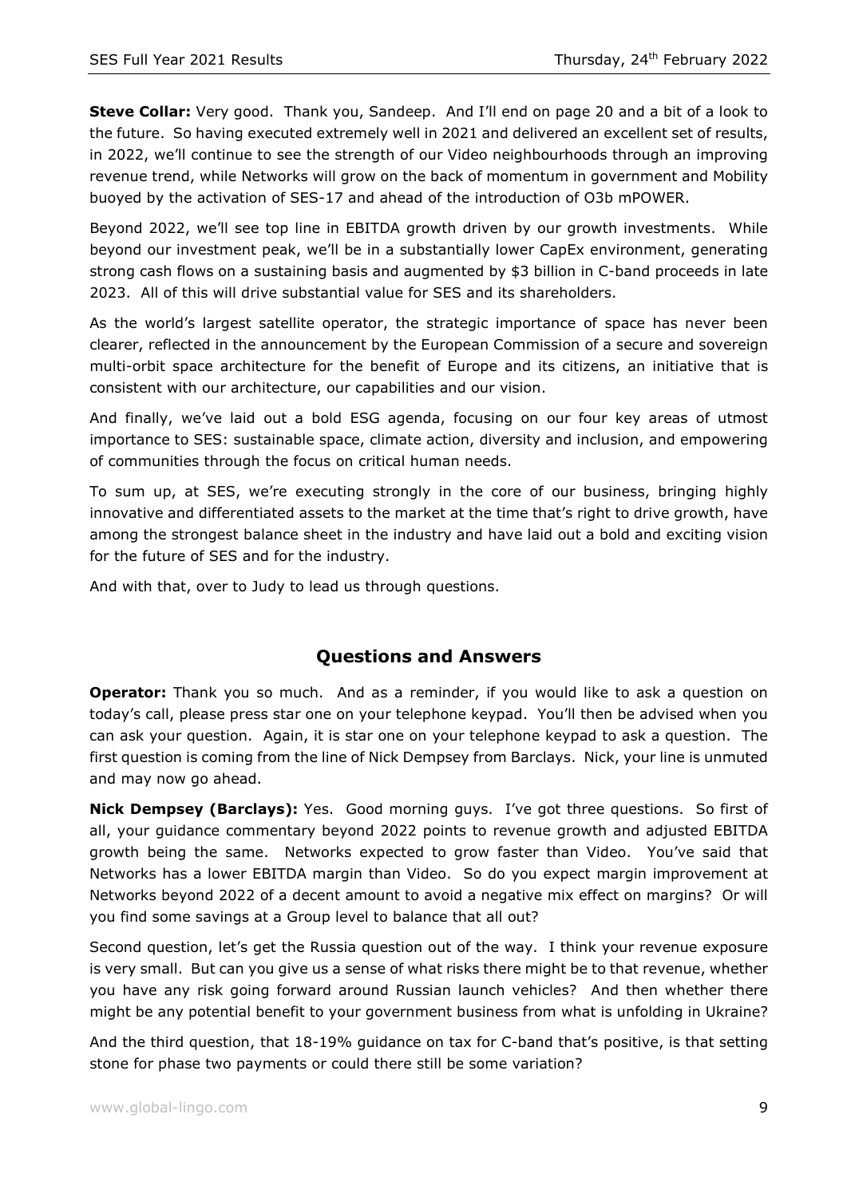**Steve Collar:** Very good. Thank you, Sandeep. And I'll end on page 20 and a bit of a look to the future. So having executed extremely well in 2021 and delivered an excellent set of results, in 2022, we'll continue to see the strength of our Video neighbourhoods through an improving revenue trend, while Networks will grow on the back of momentum in government and Mobility buoyed by the activation of SES-17 and ahead of the introduction of O3b mPOWER.

Beyond 2022, we'll see top line in EBITDA growth driven by our growth investments. While beyond our investment peak, we'll be in a substantially lower CapEx environment, generating strong cash flows on a sustaining basis and augmented by $3 billion in C-band proceeds in late 2023. All of this will drive substantial value for SES and its shareholders.

As the world's largest satellite operator, the strategic importance of space has never been clearer, reflected in the announcement by the European Commission of a secure and sovereign multi-orbit space architecture for the benefit of Europe and its citizens, an initiative that is consistent with our architecture, our capabilities and our vision.

And finally, we've laid out a bold ESG agenda, focusing on our four key areas of utmost importance to SES: sustainable space, climate action, diversity and inclusion, and empowering of communities through the focus on critical human needs.

To sum up, at SES, we're executing strongly in the core of our business, bringing highly innovative and differentiated assets to the market at the time that's right to drive growth, have among the strongest balance sheet in the industry and have laid out a bold and exciting vision for the future of SES and for the industry.

And with that, over to Judy to lead us through questions.

## Questions and Answers

**Operator:** Thank you so much. And as a reminder, if you would like to ask a question on today's call, please press star one on your telephone keypad. You'll then be advised when you can ask your question. Again, it is star one on your telephone keypad to ask a question. The first question is coming from the line of Nick Dempsey from Barclays. Nick, your line is unmuted and may now go ahead.

**Nick Dempsey (Barclays):** Yes. Good morning guys. I've got three questions. So first of all, your guidance commentary beyond 2022 points to revenue growth and adjusted EBITDA growth being the same. Networks expected to grow faster than Video. You've said that Networks has a lower EBITDA margin than Video. So do you expect margin improvement at Networks beyond 2022 of a decent amount to avoid a negative mix effect on margins? Or will you find some savings at a Group level to balance that all out?

Second question, let's get the Russia question out of the way. I think your revenue exposure is very small. But can you give us a sense of what risks there might be to that revenue, whether you have any risk going forward around Russian launch vehicles? And then whether there might be any potential benefit to your government business from what is unfolding in Ukraine?

And the third question, that 18-19% guidance on tax for C-band that's positive, is that setting stone for phase two payments or could there still be some variation?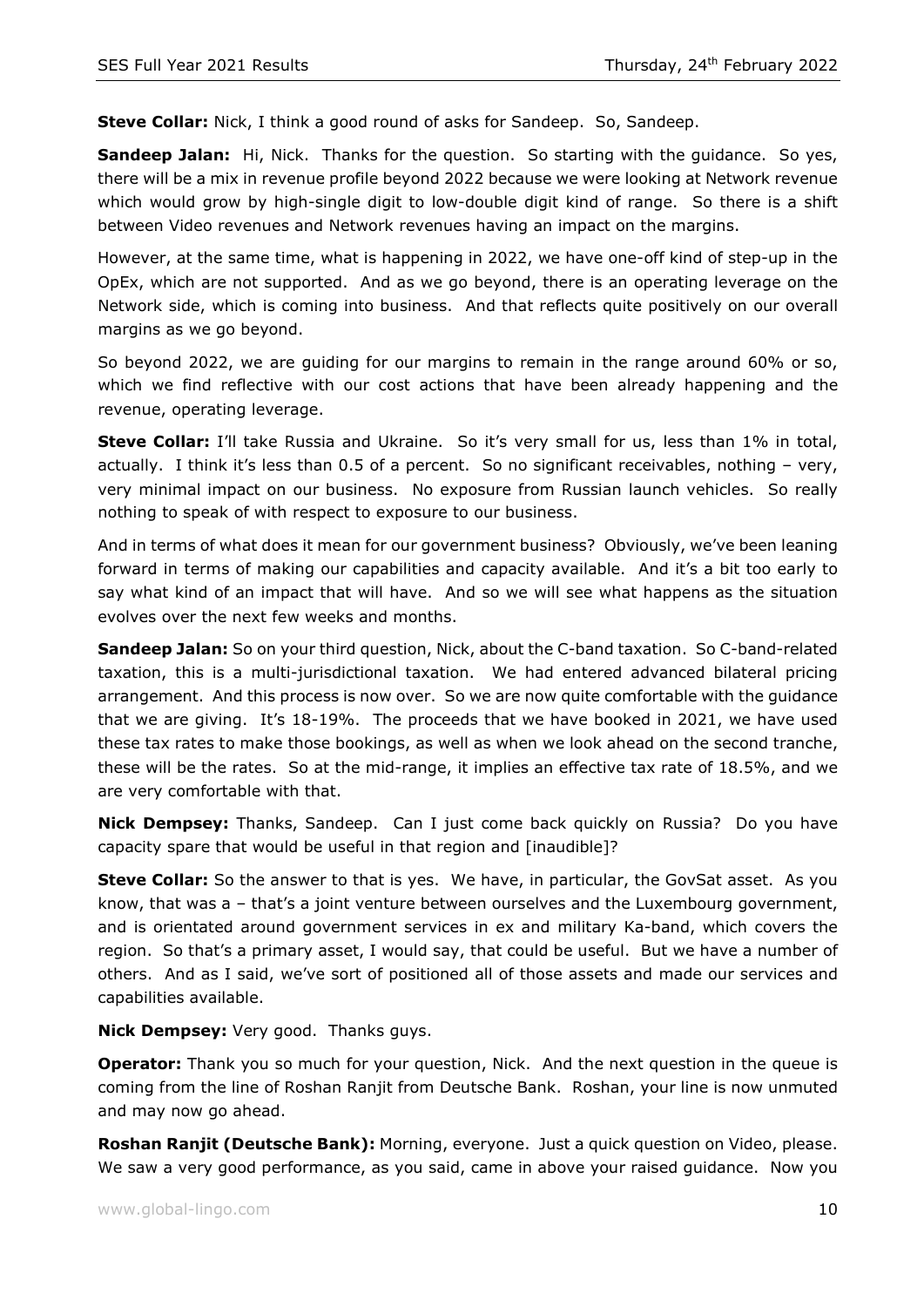**Steve Collar:** Nick, I think a good round of asks for Sandeep. So, Sandeep.

**Sandeep Jalan:** Hi, Nick. Thanks for the question. So starting with the guidance. So yes, there will be a mix in revenue profile beyond 2022 because we were looking at Network revenue which would grow by high-single digit to low-double digit kind of range. So there is a shift between Video revenues and Network revenues having an impact on the margins.

However, at the same time, what is happening in 2022, we have one-off kind of step-up in the OpEx, which are not supported. And as we go beyond, there is an operating leverage on the Network side, which is coming into business. And that reflects quite positively on our overall margins as we go beyond.

So beyond 2022, we are guiding for our margins to remain in the range around 60% or so, which we find reflective with our cost actions that have been already happening and the revenue, operating leverage.

**Steve Collar:** I'll take Russia and Ukraine. So it's very small for us, less than 1% in total, actually. I think it's less than 0.5 of a percent. So no significant receivables, nothing – very, very minimal impact on our business. No exposure from Russian launch vehicles. So really nothing to speak of with respect to exposure to our business.

And in terms of what does it mean for our government business? Obviously, we've been leaning forward in terms of making our capabilities and capacity available. And it's a bit too early to say what kind of an impact that will have. And so we will see what happens as the situation evolves over the next few weeks and months.

**Sandeep Jalan:** So on your third question, Nick, about the C-band taxation. So C-band-related taxation, this is a multi-jurisdictional taxation. We had entered advanced bilateral pricing arrangement. And this process is now over. So we are now quite comfortable with the guidance that we are giving. It's 18-19%. The proceeds that we have booked in 2021, we have used these tax rates to make those bookings, as well as when we look ahead on the second tranche, these will be the rates. So at the mid-range, it implies an effective tax rate of 18.5%, and we are very comfortable with that.

**Nick Dempsey:** Thanks, Sandeep. Can I just come back quickly on Russia? Do you have capacity spare that would be useful in that region and [inaudible]?

**Steve Collar:** So the answer to that is yes. We have, in particular, the GovSat asset. As you know, that was a – that's a joint venture between ourselves and the Luxembourg government, and is orientated around government services in ex and military Ka-band, which covers the region. So that's a primary asset, I would say, that could be useful. But we have a number of others. And as I said, we've sort of positioned all of those assets and made our services and capabilities available.

**Nick Dempsey:** Very good. Thanks guys.

**Operator:** Thank you so much for your question, Nick. And the next question in the queue is coming from the line of Roshan Ranjit from Deutsche Bank. Roshan, your line is now unmuted and may now go ahead.

**Roshan Ranjit (Deutsche Bank):** Morning, everyone. Just a quick question on Video, please. We saw a very good performance, as you said, came in above your raised guidance. Now you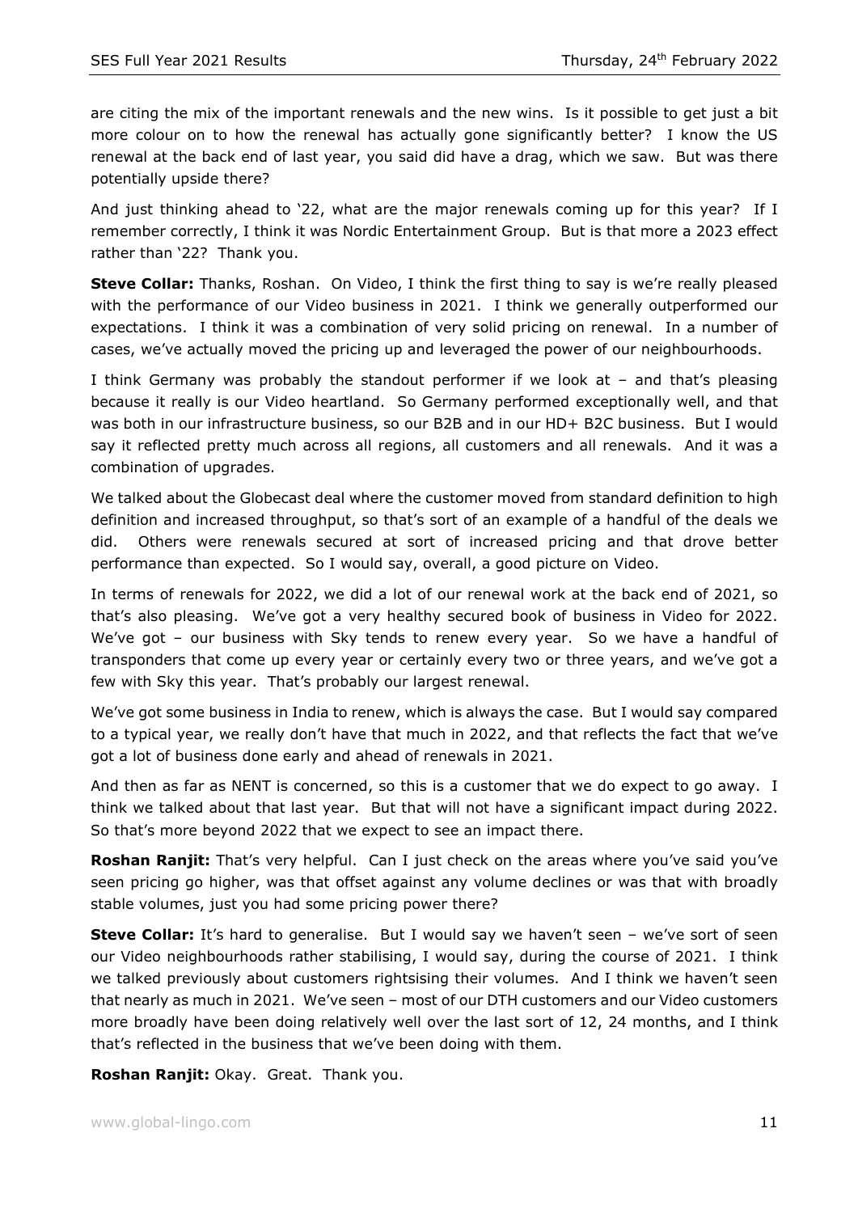are citing the mix of the important renewals and the new wins. Is it possible to get just a bit more colour on to how the renewal has actually gone significantly better? I know the US renewal at the back end of last year, you said did have a drag, which we saw. But was there potentially upside there?

And just thinking ahead to '22, what are the major renewals coming up for this year? If I remember correctly, I think it was Nordic Entertainment Group. But is that more a 2023 effect rather than '22? Thank you.

**Steve Collar:** Thanks, Roshan. On Video, I think the first thing to say is we're really pleased with the performance of our Video business in 2021. I think we generally outperformed our expectations. I think it was a combination of very solid pricing on renewal. In a number of cases, we've actually moved the pricing up and leveraged the power of our neighbourhoods.

I think Germany was probably the standout performer if we look at – and that's pleasing because it really is our Video heartland. So Germany performed exceptionally well, and that was both in our infrastructure business, so our B2B and in our HD+ B2C business. But I would say it reflected pretty much across all regions, all customers and all renewals. And it was a combination of upgrades.

We talked about the Globecast deal where the customer moved from standard definition to high definition and increased throughput, so that's sort of an example of a handful of the deals we did. Others were renewals secured at sort of increased pricing and that drove better performance than expected. So I would say, overall, a good picture on Video.

In terms of renewals for 2022, we did a lot of our renewal work at the back end of 2021, so that's also pleasing. We've got a very healthy secured book of business in Video for 2022. We've got – our business with Sky tends to renew every year. So we have a handful of transponders that come up every year or certainly every two or three years, and we've got a few with Sky this year. That's probably our largest renewal.

We've got some business in India to renew, which is always the case. But I would say compared to a typical year, we really don't have that much in 2022, and that reflects the fact that we've got a lot of business done early and ahead of renewals in 2021.

And then as far as NENT is concerned, so this is a customer that we do expect to go away. I think we talked about that last year. But that will not have a significant impact during 2022. So that's more beyond 2022 that we expect to see an impact there.

**Roshan Ranjit:** That's very helpful. Can I just check on the areas where you've said you've seen pricing go higher, was that offset against any volume declines or was that with broadly stable volumes, just you had some pricing power there?

**Steve Collar:** It's hard to generalise. But I would say we haven't seen – we've sort of seen our Video neighbourhoods rather stabilising, I would say, during the course of 2021. I think we talked previously about customers rightsising their volumes. And I think we haven't seen that nearly as much in 2021. We've seen – most of our DTH customers and our Video customers more broadly have been doing relatively well over the last sort of 12, 24 months, and I think that's reflected in the business that we've been doing with them.

**Roshan Ranjit:** Okay. Great. Thank you.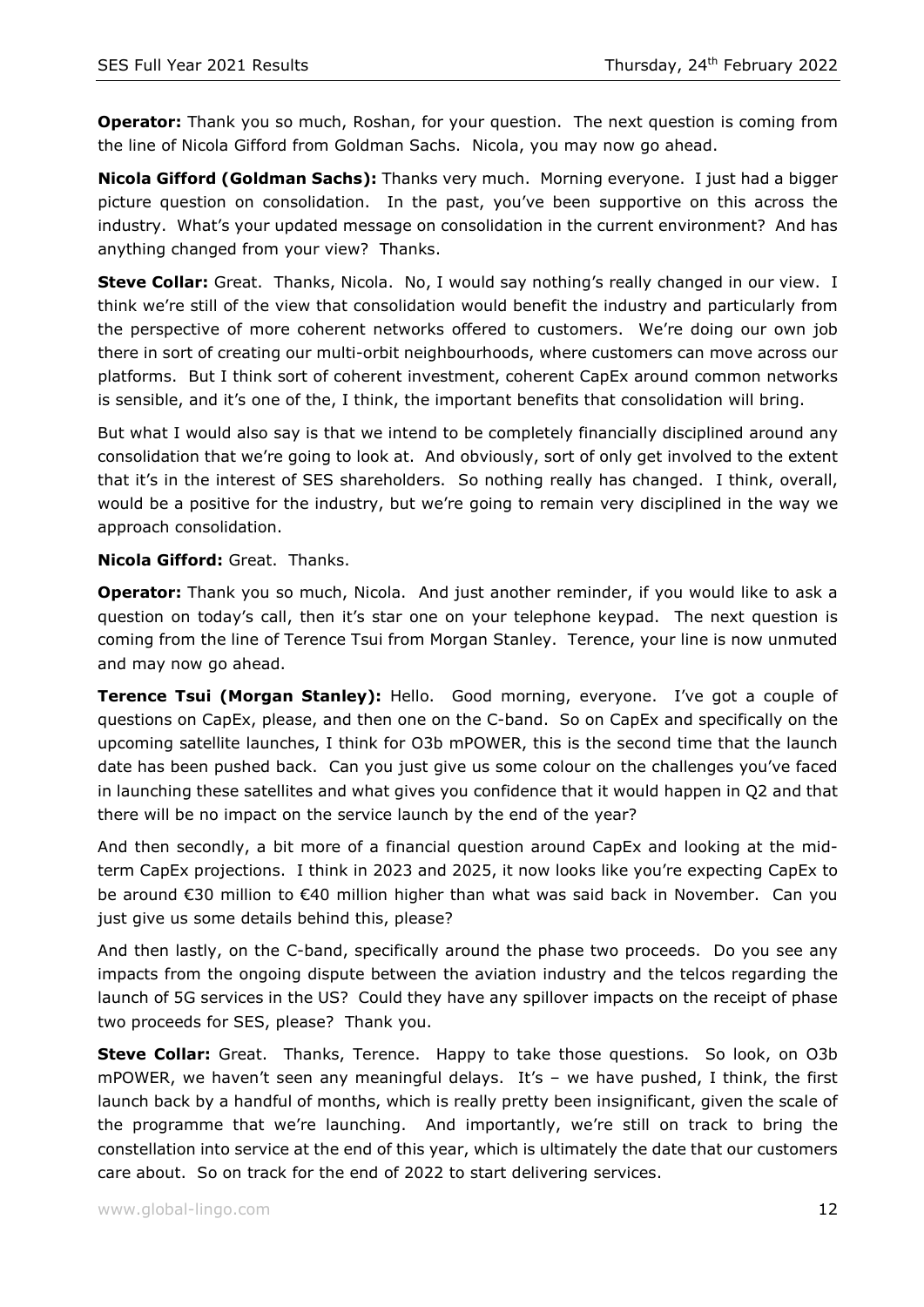**Operator:** Thank you so much, Roshan, for your question. The next question is coming from the line of Nicola Gifford from Goldman Sachs. Nicola, you may now go ahead.

**Nicola Gifford (Goldman Sachs):** Thanks very much. Morning everyone. I just had a bigger picture question on consolidation. In the past, you've been supportive on this across the industry. What's your updated message on consolidation in the current environment? And has anything changed from your view? Thanks.

**Steve Collar:** Great. Thanks, Nicola. No, I would say nothing's really changed in our view. I think we're still of the view that consolidation would benefit the industry and particularly from the perspective of more coherent networks offered to customers. We're doing our own job there in sort of creating our multi-orbit neighbourhoods, where customers can move across our platforms. But I think sort of coherent investment, coherent CapEx around common networks is sensible, and it's one of the, I think, the important benefits that consolidation will bring.

But what I would also say is that we intend to be completely financially disciplined around any consolidation that we're going to look at. And obviously, sort of only get involved to the extent that it's in the interest of SES shareholders. So nothing really has changed. I think, overall, would be a positive for the industry, but we're going to remain very disciplined in the way we approach consolidation.

**Nicola Gifford:** Great. Thanks.

**Operator:** Thank you so much, Nicola. And just another reminder, if you would like to ask a question on today's call, then it's star one on your telephone keypad. The next question is coming from the line of Terence Tsui from Morgan Stanley. Terence, your line is now unmuted and may now go ahead.

**Terence Tsui (Morgan Stanley):** Hello. Good morning, everyone. I've got a couple of questions on CapEx, please, and then one on the C-band. So on CapEx and specifically on the upcoming satellite launches, I think for O3b mPOWER, this is the second time that the launch date has been pushed back. Can you just give us some colour on the challenges you've faced in launching these satellites and what gives you confidence that it would happen in Q2 and that there will be no impact on the service launch by the end of the year?

And then secondly, a bit more of a financial question around CapEx and looking at the mid-term CapEx projections. I think in 2023 and 2025, it now looks like you're expecting CapEx to be around €30 million to €40 million higher than what was said back in November. Can you just give us some details behind this, please?

And then lastly, on the C-band, specifically around the phase two proceeds. Do you see any impacts from the ongoing dispute between the aviation industry and the telcos regarding the launch of 5G services in the US? Could they have any spillover impacts on the receipt of phase two proceeds for SES, please? Thank you.

**Steve Collar:** Great. Thanks, Terence. Happy to take those questions. So look, on O3b mPOWER, we haven't seen any meaningful delays. It's – we have pushed, I think, the first launch back by a handful of months, which is really pretty been insignificant, given the scale of the programme that we're launching. And importantly, we're still on track to bring the constellation into service at the end of this year, which is ultimately the date that our customers care about. So on track for the end of 2022 to start delivering services.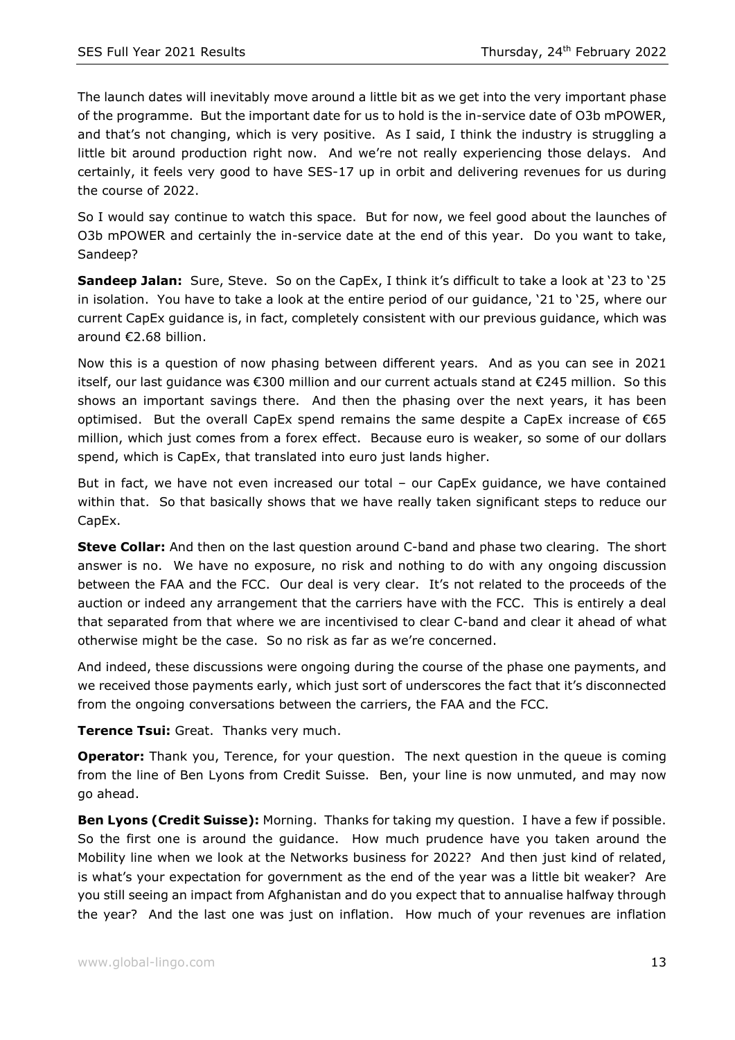The launch dates will inevitably move around a little bit as we get into the very important phase of the programme. But the important date for us to hold is the in-service date of O3b mPOWER, and that's not changing, which is very positive. As I said, I think the industry is struggling a little bit around production right now. And we're not really experiencing those delays. And certainly, it feels very good to have SES-17 up in orbit and delivering revenues for us during the course of 2022.

So I would say continue to watch this space. But for now, we feel good about the launches of O3b mPOWER and certainly the in-service date at the end of this year. Do you want to take, Sandeep?

**Sandeep Jalan:** Sure, Steve. So on the CapEx, I think it's difficult to take a look at '23 to '25 in isolation. You have to take a look at the entire period of our guidance, '21 to '25, where our current CapEx guidance is, in fact, completely consistent with our previous guidance, which was around €2.68 billion.

Now this is a question of now phasing between different years. And as you can see in 2021 itself, our last guidance was €300 million and our current actuals stand at €245 million. So this shows an important savings there. And then the phasing over the next years, it has been optimised. But the overall CapEx spend remains the same despite a CapEx increase of €65 million, which just comes from a forex effect. Because euro is weaker, so some of our dollars spend, which is CapEx, that translated into euro just lands higher.

But in fact, we have not even increased our total – our CapEx guidance, we have contained within that. So that basically shows that we have really taken significant steps to reduce our CapEx.

**Steve Collar:** And then on the last question around C-band and phase two clearing. The short answer is no. We have no exposure, no risk and nothing to do with any ongoing discussion between the FAA and the FCC. Our deal is very clear. It's not related to the proceeds of the auction or indeed any arrangement that the carriers have with the FCC. This is entirely a deal that separated from that where we are incentivised to clear C-band and clear it ahead of what otherwise might be the case. So no risk as far as we're concerned.

And indeed, these discussions were ongoing during the course of the phase one payments, and we received those payments early, which just sort of underscores the fact that it's disconnected from the ongoing conversations between the carriers, the FAA and the FCC.

**Terence Tsui:** Great. Thanks very much.

**Operator:** Thank you, Terence, for your question. The next question in the queue is coming from the line of Ben Lyons from Credit Suisse. Ben, your line is now unmuted, and may now go ahead.

**Ben Lyons (Credit Suisse):** Morning. Thanks for taking my question. I have a few if possible. So the first one is around the guidance. How much prudence have you taken around the Mobility line when we look at the Networks business for 2022? And then just kind of related, is what's your expectation for government as the end of the year was a little bit weaker? Are you still seeing an impact from Afghanistan and do you expect that to annualise halfway through the year? And the last one was just on inflation. How much of your revenues are inflation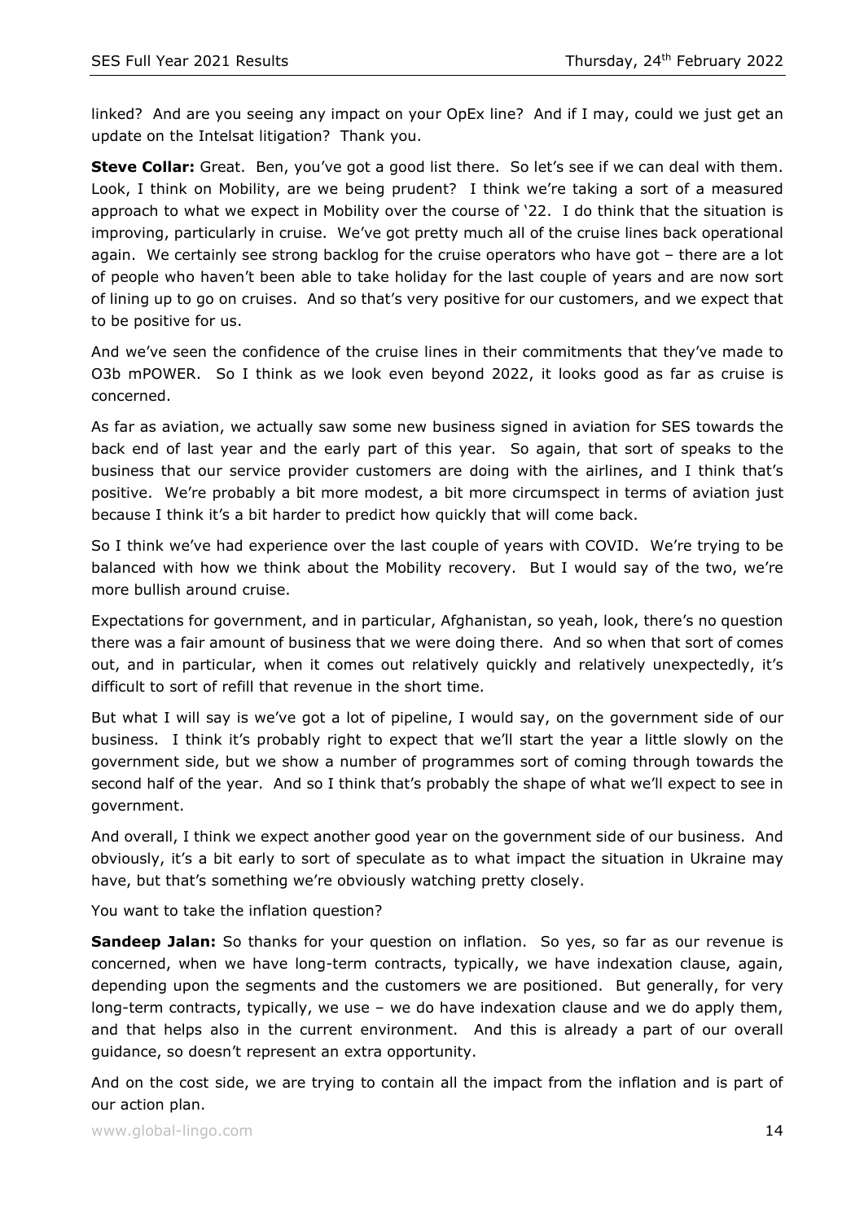linked? And are you seeing any impact on your OpEx line? And if I may, could we just get an update on the Intelsat litigation? Thank you.

**Steve Collar:** Great. Ben, you've got a good list there. So let's see if we can deal with them. Look, I think on Mobility, are we being prudent? I think we're taking a sort of a measured approach to what we expect in Mobility over the course of '22. I do think that the situation is improving, particularly in cruise. We've got pretty much all of the cruise lines back operational again. We certainly see strong backlog for the cruise operators who have got – there are a lot of people who haven't been able to take holiday for the last couple of years and are now sort of lining up to go on cruises. And so that's very positive for our customers, and we expect that to be positive for us.

And we've seen the confidence of the cruise lines in their commitments that they've made to O3b mPOWER. So I think as we look even beyond 2022, it looks good as far as cruise is concerned.

As far as aviation, we actually saw some new business signed in aviation for SES towards the back end of last year and the early part of this year. So again, that sort of speaks to the business that our service provider customers are doing with the airlines, and I think that's positive. We're probably a bit more modest, a bit more circumspect in terms of aviation just because I think it's a bit harder to predict how quickly that will come back.

So I think we've had experience over the last couple of years with COVID. We're trying to be balanced with how we think about the Mobility recovery. But I would say of the two, we're more bullish around cruise.

Expectations for government, and in particular, Afghanistan, so yeah, look, there's no question there was a fair amount of business that we were doing there. And so when that sort of comes out, and in particular, when it comes out relatively quickly and relatively unexpectedly, it's difficult to sort of refill that revenue in the short time.

But what I will say is we've got a lot of pipeline, I would say, on the government side of our business. I think it's probably right to expect that we'll start the year a little slowly on the government side, but we show a number of programmes sort of coming through towards the second half of the year. And so I think that's probably the shape of what we'll expect to see in government.

And overall, I think we expect another good year on the government side of our business. And obviously, it's a bit early to sort of speculate as to what impact the situation in Ukraine may have, but that's something we're obviously watching pretty closely.

You want to take the inflation question?

**Sandeep Jalan:** So thanks for your question on inflation. So yes, so far as our revenue is concerned, when we have long-term contracts, typically, we have indexation clause, again, depending upon the segments and the customers we are positioned. But generally, for very long-term contracts, typically, we use – we do have indexation clause and we do apply them, and that helps also in the current environment. And this is already a part of our overall guidance, so doesn't represent an extra opportunity.

And on the cost side, we are trying to contain all the impact from the inflation and is part of our action plan.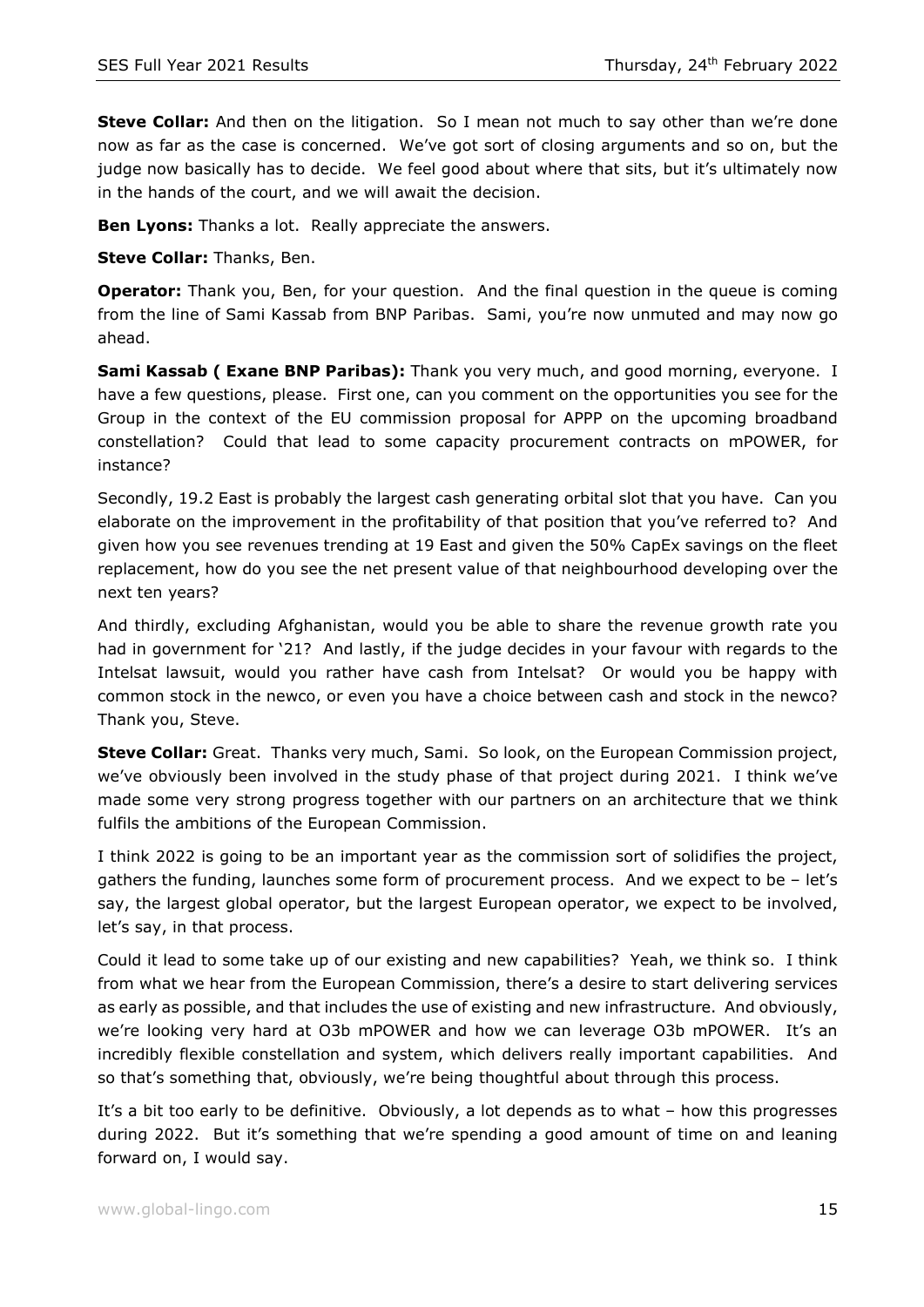**Steve Collar:** And then on the litigation. So I mean not much to say other than we're done now as far as the case is concerned. We've got sort of closing arguments and so on, but the judge now basically has to decide. We feel good about where that sits, but it's ultimately now in the hands of the court, and we will await the decision.

**Ben Lyons:** Thanks a lot. Really appreciate the answers.

**Steve Collar:** Thanks, Ben.

**Operator:** Thank you, Ben, for your question. And the final question in the queue is coming from the line of Sami Kassab from BNP Paribas. Sami, you're now unmuted and may now go ahead.

**Sami Kassab ( Exane BNP Paribas):** Thank you very much, and good morning, everyone. I have a few questions, please. First one, can you comment on the opportunities you see for the Group in the context of the EU commission proposal for APPP on the upcoming broadband constellation? Could that lead to some capacity procurement contracts on mPOWER, for instance?

Secondly, 19.2 East is probably the largest cash generating orbital slot that you have. Can you elaborate on the improvement in the profitability of that position that you've referred to? And given how you see revenues trending at 19 East and given the 50% CapEx savings on the fleet replacement, how do you see the net present value of that neighbourhood developing over the next ten years?

And thirdly, excluding Afghanistan, would you be able to share the revenue growth rate you had in government for '21? And lastly, if the judge decides in your favour with regards to the Intelsat lawsuit, would you rather have cash from Intelsat? Or would you be happy with common stock in the newco, or even you have a choice between cash and stock in the newco? Thank you, Steve.

**Steve Collar:** Great. Thanks very much, Sami. So look, on the European Commission project, we've obviously been involved in the study phase of that project during 2021. I think we've made some very strong progress together with our partners on an architecture that we think fulfils the ambitions of the European Commission.

I think 2022 is going to be an important year as the commission sort of solidifies the project, gathers the funding, launches some form of procurement process. And we expect to be – let's say, the largest global operator, but the largest European operator, we expect to be involved, let's say, in that process.

Could it lead to some take up of our existing and new capabilities? Yeah, we think so. I think from what we hear from the European Commission, there's a desire to start delivering services as early as possible, and that includes the use of existing and new infrastructure. And obviously, we're looking very hard at O3b mPOWER and how we can leverage O3b mPOWER. It's an incredibly flexible constellation and system, which delivers really important capabilities. And so that's something that, obviously, we're being thoughtful about through this process.

It's a bit too early to be definitive. Obviously, a lot depends as to what – how this progresses during 2022. But it's something that we're spending a good amount of time on and leaning forward on, I would say.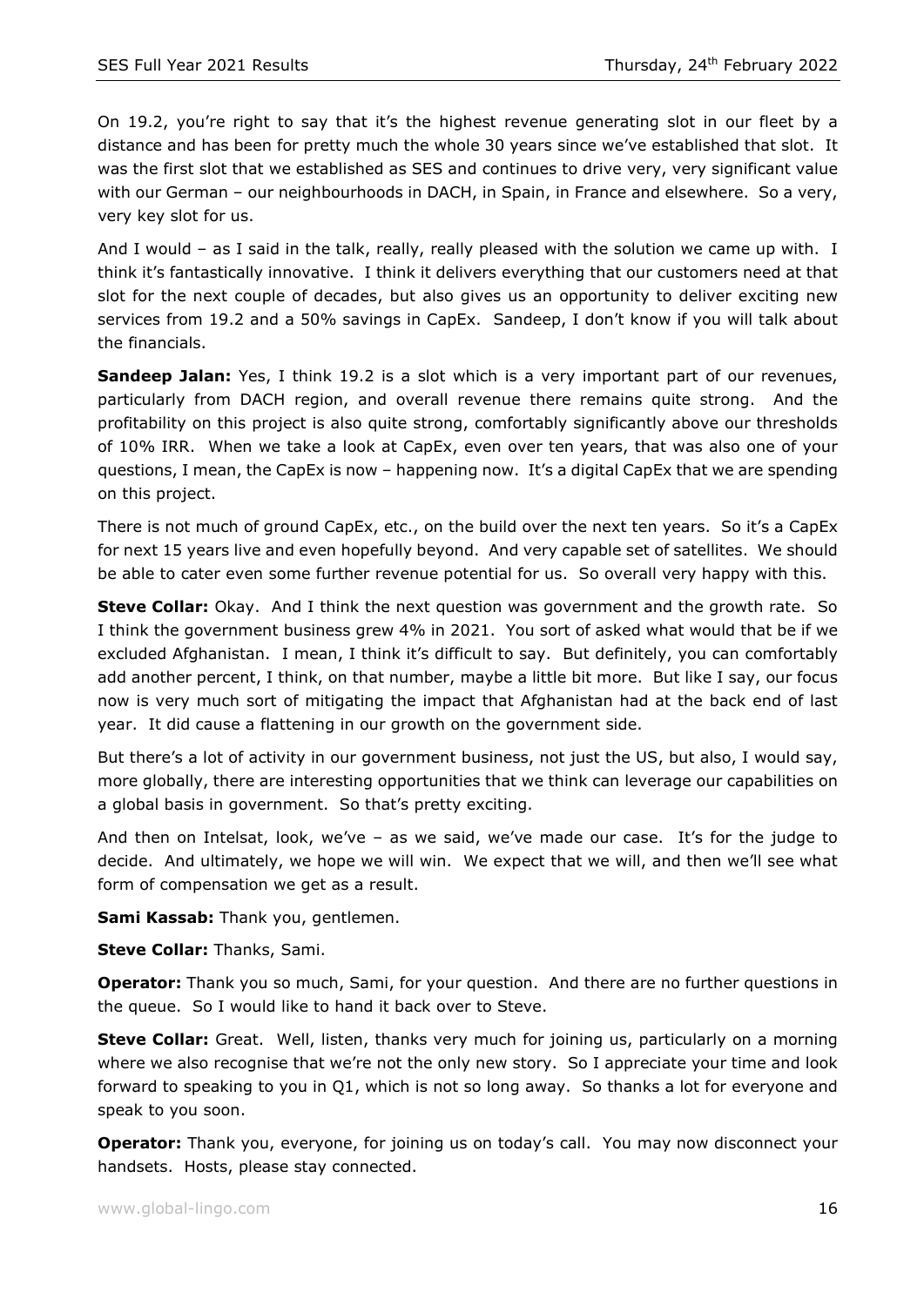On 19.2, you're right to say that it's the highest revenue generating slot in our fleet by a distance and has been for pretty much the whole 30 years since we've established that slot. It was the first slot that we established as SES and continues to drive very, very significant value with our German – our neighbourhoods in DACH, in Spain, in France and elsewhere. So a very, very key slot for us.

And I would – as I said in the talk, really, really pleased with the solution we came up with. I think it's fantastically innovative. I think it delivers everything that our customers need at that slot for the next couple of decades, but also gives us an opportunity to deliver exciting new services from 19.2 and a 50% savings in CapEx. Sandeep, I don't know if you will talk about the financials.

**Sandeep Jalan:** Yes, I think 19.2 is a slot which is a very important part of our revenues, particularly from DACH region, and overall revenue there remains quite strong. And the profitability on this project is also quite strong, comfortably significantly above our thresholds of 10% IRR. When we take a look at CapEx, even over ten years, that was also one of your questions, I mean, the CapEx is now – happening now. It's a digital CapEx that we are spending on this project.

There is not much of ground CapEx, etc., on the build over the next ten years. So it's a CapEx for next 15 years live and even hopefully beyond. And very capable set of satellites. We should be able to cater even some further revenue potential for us. So overall very happy with this.

**Steve Collar:** Okay. And I think the next question was government and the growth rate. So I think the government business grew 4% in 2021. You sort of asked what would that be if we excluded Afghanistan. I mean, I think it's difficult to say. But definitely, you can comfortably add another percent, I think, on that number, maybe a little bit more. But like I say, our focus now is very much sort of mitigating the impact that Afghanistan had at the back end of last year. It did cause a flattening in our growth on the government side.

But there's a lot of activity in our government business, not just the US, but also, I would say, more globally, there are interesting opportunities that we think can leverage our capabilities on a global basis in government. So that's pretty exciting.

And then on Intelsat, look, we've – as we said, we've made our case. It's for the judge to decide. And ultimately, we hope we will win. We expect that we will, and then we'll see what form of compensation we get as a result.

**Sami Kassab:** Thank you, gentlemen.

**Steve Collar:** Thanks, Sami.

**Operator:** Thank you so much, Sami, for your question. And there are no further questions in the queue. So I would like to hand it back over to Steve.

**Steve Collar:** Great. Well, listen, thanks very much for joining us, particularly on a morning where we also recognise that we're not the only new story. So I appreciate your time and look forward to speaking to you in Q1, which is not so long away. So thanks a lot for everyone and speak to you soon.

**Operator:** Thank you, everyone, for joining us on today's call. You may now disconnect your handsets. Hosts, please stay connected.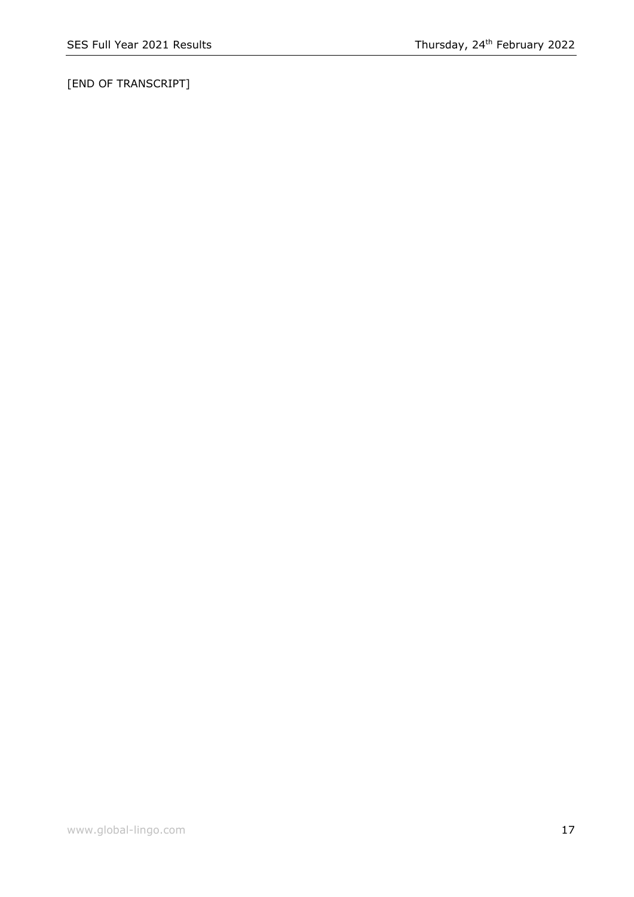[END OF TRANSCRIPT]